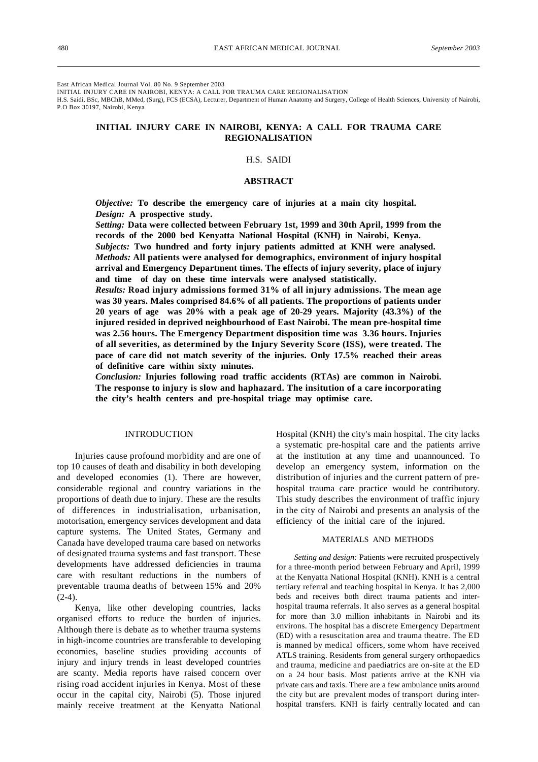East African Medical Journal Vol. 80 No. 9 September 2003
INITIAL INJURY CARE IN NAIROBI, KENYA: A CALL FOR TRAUMA CARE REGIONALISATION
H.S. Saidi, BSc, MBChB, MMed, (Surg), FCS (ECSA), Lecturer, Department of Human Anatomy and Surgery, College of Health Sciences, University of Nairobi, P.O Box 30197, Nairobi, Kenya

# INITIAL INJURY CARE IN NAIROBI, KENYA: A CALL FOR TRAUMA CARE REGIONALISATION

H.S. SAIDI

## ABSTRACT

***Objective:*** **To describe the emergency care of injuries at a main city hospital.**
***Design:*** **A prospective study.**
***Setting:*** **Data were collected between February 1st, 1999 and 30th April, 1999 from the records of the 2000 bed Kenyatta National Hospital (KNH) in Nairobi, Kenya.**
***Subjects:*** **Two hundred and forty injury patients admitted at KNH were analysed.**
***Methods:*** **All patients were analysed for demographics, environment of injury hospital arrival and Emergency Department times. The effects of injury severity, place of injury and time of day on these time intervals were analysed statistically.**
***Results:*** **Road injury admissions formed 31% of all injury admissions. The mean age was 30 years. Males comprised 84.6% of all patients. The proportions of patients under 20 years of age was 20% with a peak age of 20-29 years. Majority (43.3%) of the injured resided in deprived neighbourhood of East Nairobi. The mean pre-hospital time was 2.56 hours. The Emergency Department disposition time was 3.36 hours. Injuries of all severities, as determined by the Injury Severity Score (ISS), were treated. The pace of care did not match severity of the injuries. Only 17.5% reached their areas of definitive care within sixty minutes.**
***Conclusion:*** **Injuries following road traffic accidents (RTAs) are common in Nairobi. The response to injury is slow and haphazard. The insitution of a care incorporating the city's health centers and pre-hospital triage may optimise care.**

## INTRODUCTION

Injuries cause profound morbidity and are one of top 10 causes of death and disability in both developing and developed economies (1). There are however, considerable regional and country variations in the proportions of death due to injury. These are the results of differences in industrialisation, urbanisation, motorisation, emergency services development and data capture systems. The United States, Germany and Canada have developed trauma care based on networks of designated trauma systems and fast transport. These developments have addressed deficiencies in trauma care with resultant reductions in the numbers of preventable trauma deaths of between 15% and 20% (2-4).

Kenya, like other developing countries, lacks organised efforts to reduce the burden of injuries. Although there is debate as to whether trauma systems in high-income countries are transferable to developing economies, baseline studies providing accounts of injury and injury trends in least developed countries are scanty. Media reports have raised concern over rising road accident injuries in Kenya. Most of these occur in the capital city, Nairobi (5). Those injured mainly receive treatment at the Kenyatta National Hospital (KNH) the city's main hospital. The city lacks a systematic pre-hospital care and the patients arrive at the institution at any time and unannounced. To develop an emergency system, information on the distribution of injuries and the current pattern of pre-hospital trauma care practice would be contributory. This study describes the environment of traffic injury in the city of Nairobi and presents an analysis of the efficiency of the initial care of the injured.

## MATERIALS AND METHODS

*Setting and design:* Patients were recruited prospectively for a three-month period between February and April, 1999 at the Kenyatta National Hospital (KNH). KNH is a central tertiary referral and teaching hospital in Kenya. It has 2,000 beds and receives both direct trauma patients and inter-hospital trauma referrals. It also serves as a general hospital for more than 3.0 million inhabitants in Nairobi and its environs. The hospital has a discrete Emergency Department (ED) with a resuscitation area and trauma theatre. The ED is manned by medical officers, some whom have received ATLS training. Residents from general surgery orthopaedics and trauma, medicine and paediatrics are on-site at the ED on a 24 hour basis. Most patients arrive at the KNH via private cars and taxis. There are a few ambulance units around the city but are prevalent modes of transport during inter-hospital transfers. KNH is fairly centrally located and can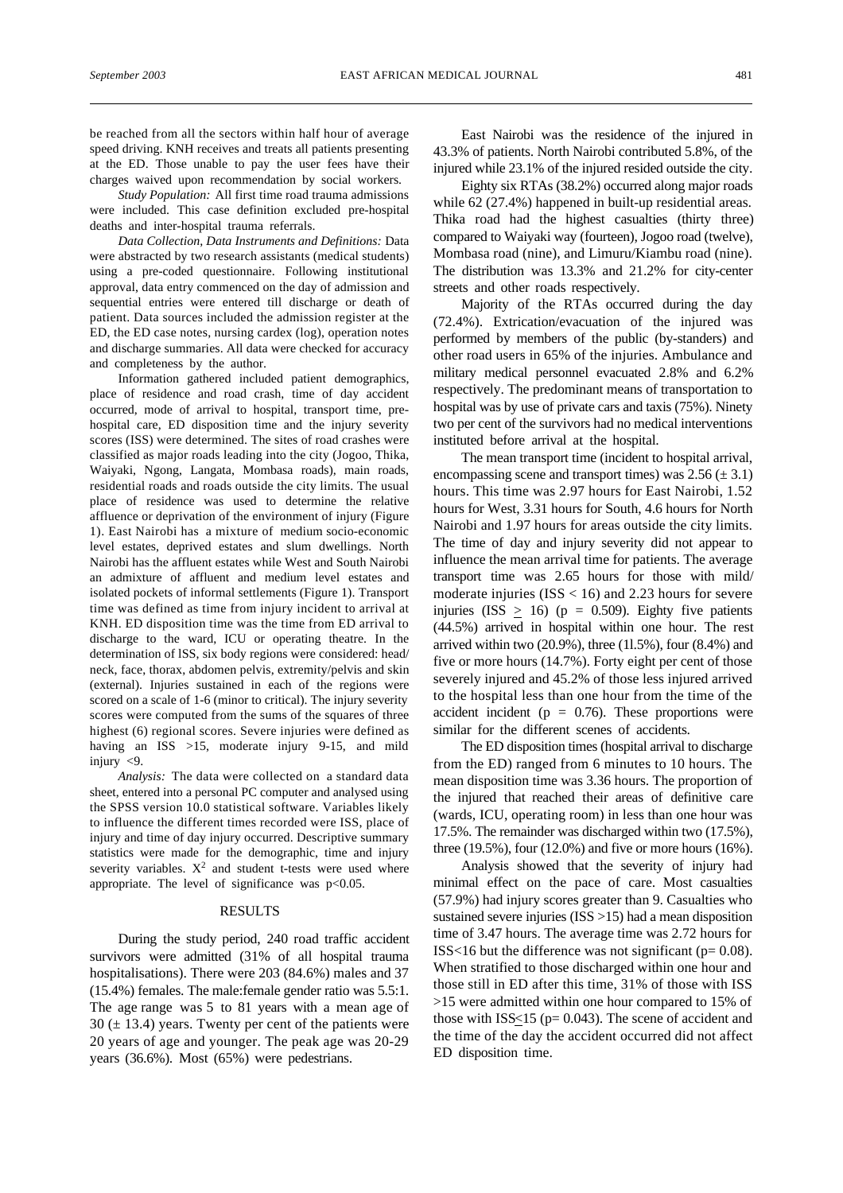be reached from all the sectors within half hour of average speed driving. KNH receives and treats all patients presenting at the ED. Those unable to pay the user fees have their charges waived upon recommendation by social workers.

*Study Population:* All first time road trauma admissions were included. This case definition excluded pre-hospital deaths and inter-hospital trauma referrals.

*Data Collection, Data Instruments and Definitions:* Data were abstracted by two research assistants (medical students) using a pre-coded questionnaire. Following institutional approval, data entry commenced on the day of admission and sequential entries were entered till discharge or death of patient. Data sources included the admission register at the ED, the ED case notes, nursing cardex (log), operation notes and discharge summaries. All data were checked for accuracy and completeness by the author.

Information gathered included patient demographics, place of residence and road crash, time of day accident occurred, mode of arrival to hospital, transport time, pre-hospital care, ED disposition time and the injury severity scores (ISS) were determined. The sites of road crashes were classified as major roads leading into the city (Jogoo, Thika, Waiyaki, Ngong, Langata, Mombasa roads), main roads, residential roads and roads outside the city limits. The usual place of residence was used to determine the relative affluence or deprivation of the environment of injury (Figure 1). East Nairobi has a mixture of medium socio-economic level estates, deprived estates and slum dwellings. North Nairobi has the affluent estates while West and South Nairobi an admixture of affluent and medium level estates and isolated pockets of informal settlements (Figure 1). Transport time was defined as time from injury incident to arrival at KNH. ED disposition time was the time from ED arrival to discharge to the ward, ICU or operating theatre. In the determination of ISS, six body regions were considered: head/neck, face, thorax, abdomen pelvis, extremity/pelvis and skin (external). Injuries sustained in each of the regions were scored on a scale of 1-6 (minor to critical). The injury severity scores were computed from the sums of the squares of three highest (6) regional scores. Severe injuries were defined as having an ISS >15, moderate injury 9-15, and mild injury <9.

*Analysis:* The data were collected on a standard data sheet, entered into a personal PC computer and analysed using the SPSS version 10.0 statistical software. Variables likely to influence the different times recorded were ISS, place of injury and time of day injury occurred. Descriptive summary statistics were made for the demographic, time and injury severity variables. $X^2$ and student t-tests were used where appropriate. The level of significance was $p<0.05$.

## RESULTS

During the study period, 240 road traffic accident survivors were admitted (31% of all hospital trauma hospitalisations). There were 203 (84.6%) males and 37 (15.4%) females. The male:female gender ratio was 5.5:1. The age range was 5 to 81 years with a mean age of 30 ($\pm$ 13.4) years. Twenty per cent of the patients were 20 years of age and younger. The peak age was 20-29 years (36.6%). Most (65%) were pedestrians.

East Nairobi was the residence of the injured in 43.3% of patients. North Nairobi contributed 5.8%, of the injured while 23.1% of the injured resided outside the city.

Eighty six RTAs (38.2%) occurred along major roads while 62 (27.4%) happened in built-up residential areas. Thika road had the highest casualties (thirty three) compared to Waiyaki way (fourteen), Jogoo road (twelve), Mombasa road (nine), and Limuru/Kiambu road (nine). The distribution was 13.3% and 21.2% for city-center streets and other roads respectively.

Majority of the RTAs occurred during the day (72.4%). Extrication/evacuation of the injured was performed by members of the public (by-standers) and other road users in 65% of the injuries. Ambulance and military medical personnel evacuated 2.8% and 6.2% respectively. The predominant means of transportation to hospital was by use of private cars and taxis (75%). Ninety two per cent of the survivors had no medical interventions instituted before arrival at the hospital.

The mean transport time (incident to hospital arrival, encompassing scene and transport times) was 2.56 ($\pm$ 3.1) hours. This time was 2.97 hours for East Nairobi, 1.52 hours for West, 3.31 hours for South, 4.6 hours for North Nairobi and 1.97 hours for areas outside the city limits. The time of day and injury severity did not appear to influence the mean arrival time for patients. The average transport time was 2.65 hours for those with mild/moderate injuries (ISS < 16) and 2.23 hours for severe injuries (ISS $\geq$ 16) ($p$ = 0.509). Eighty five patients (44.5%) arrived in hospital within one hour. The rest arrived within two (20.9%), three (11.5%), four (8.4%) and five or more hours (14.7%). Forty eight per cent of those severely injured and 45.2% of those less injured arrived to the hospital less than one hour from the time of the accident incident ($p$ = 0.76). These proportions were similar for the different scenes of accidents.

The ED disposition times (hospital arrival to discharge from the ED) ranged from 6 minutes to 10 hours. The mean disposition time was 3.36 hours. The proportion of the injured that reached their areas of definitive care (wards, ICU, operating room) in less than one hour was 17.5%. The remainder was discharged within two (17.5%), three (19.5%), four (12.0%) and five or more hours (16%).

Analysis showed that the severity of injury had minimal effect on the pace of care. Most casualties (57.9%) had injury scores greater than 9. Casualties who sustained severe injuries (ISS >15) had a mean disposition time of 3.47 hours. The average time was 2.72 hours for ISS<16 but the difference was not significant ($p$= 0.08). When stratified to those discharged within one hour and those still in ED after this time, 31% of those with ISS >15 were admitted within one hour compared to 15% of those with ISS$\leq$15 ($p$= 0.043). The scene of accident and the time of the day the accident occurred did not affect ED disposition time.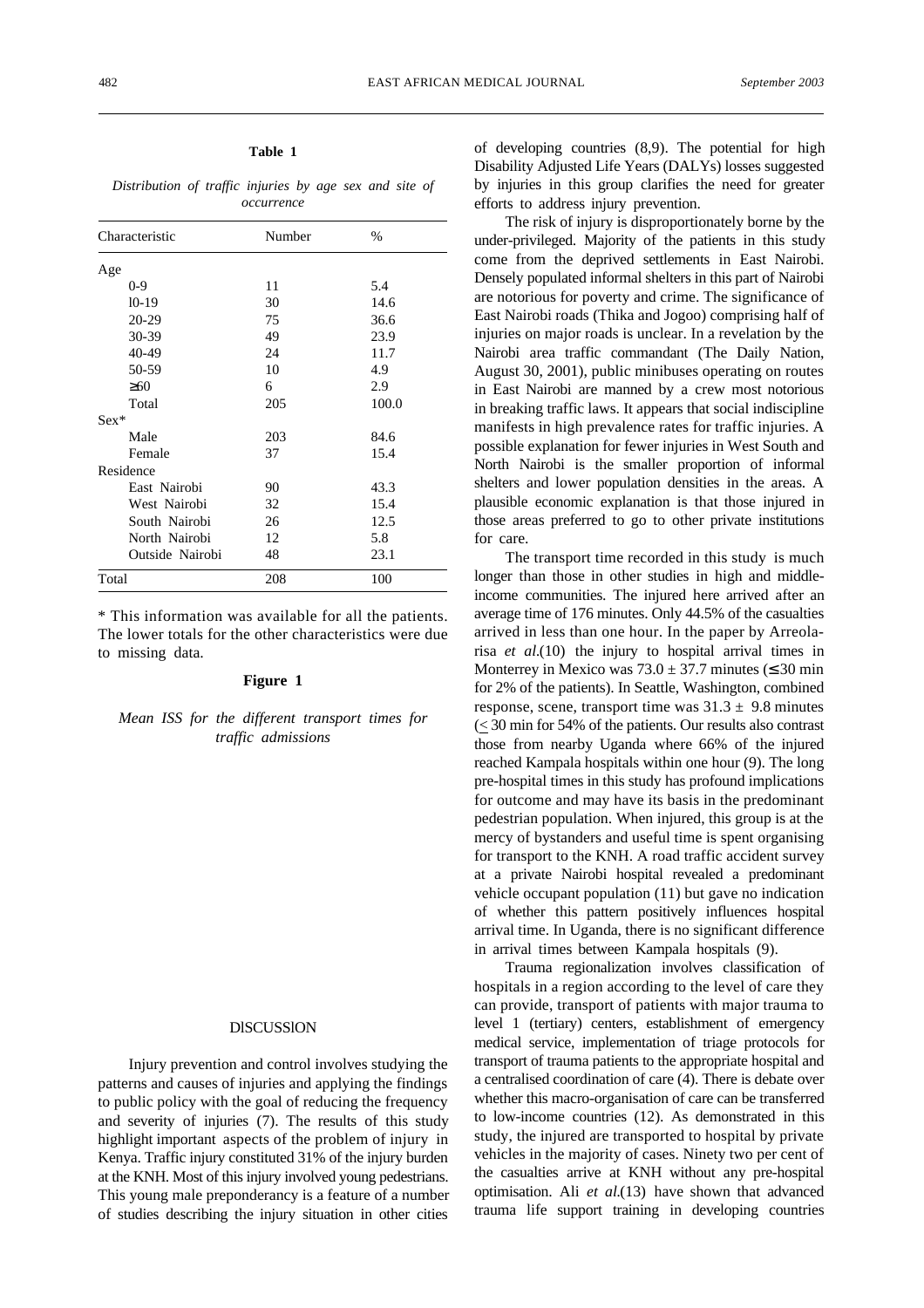**Table 1**

*Distribution of traffic injuries by age sex and site of occurrence*

| Characteristic | Number | % |
|---|---|---|
| Age | | |
| 0-9 | 11 | 5.4 |
| l0-19 | 30 | 14.6 |
| 20-29 | 75 | 36.6 |
| 30-39 | 49 | 23.9 |
| 40-49 | 24 | 11.7 |
| 50-59 | 10 | 4.9 |
| ≥60 | 6 | 2.9 |
| Total | 205 | 100.0 |
| Sex* | | |
| Male | 203 | 84.6 |
| Female | 37 | 15.4 |
| Residence | | |
| East Nairobi | 90 | 43.3 |
| West Nairobi | 32 | 15.4 |
| South Nairobi | 26 | 12.5 |
| North Nairobi | 12 | 5.8 |
| Outside Nairobi | 48 | 23.1 |
| Total | 208 | 100 |

\* This information was available for all the patients. The lower totals for the other characteristics were due to missing data.

**Figure 1**

*Mean ISS for the different transport times for traffic admissions*

## DISCUSSION

Injury prevention and control involves studying the patterns and causes of injuries and applying the findings to public policy with the goal of reducing the frequency and severity of injuries (7). The results of this study highlight important aspects of the problem of injury in Kenya. Traffic injury constituted 31% of the injury burden at the KNH. Most of this injury involved young pedestrians. This young male preponderancy is a feature of a number of studies describing the injury situation in other cities of developing countries (8,9). The potential for high Disability Adjusted Life Years (DALYs) losses suggested by injuries in this group clarifies the need for greater efforts to address injury prevention.

The risk of injury is disproportionately borne by the under-privileged. Majority of the patients in this study come from the deprived settlements in East Nairobi. Densely populated informal shelters in this part of Nairobi are notorious for poverty and crime. The significance of East Nairobi roads (Thika and Jogoo) comprising half of injuries on major roads is unclear. In a revelation by the Nairobi area traffic commandant (The Daily Nation, August 30, 2001), public minibuses operating on routes in East Nairobi are manned by a crew most notorious in breaking traffic laws. It appears that social indiscipline manifests in high prevalence rates for traffic injuries. A possible explanation for fewer injuries in West South and North Nairobi is the smaller proportion of informal shelters and lower population densities in the areas. A plausible economic explanation is that those injured in those areas preferred to go to other private institutions for care.

The transport time recorded in this study is much longer than those in other studies in high and middle-income communities. The injured here arrived after an average time of 176 minutes. Only 44.5% of the casualties arrived in less than one hour. In the paper by Arreola-risa *et al.*(10) the injury to hospital arrival times in Monterrey in Mexico was $73.0 \pm 37.7$ minutes (≤ 30 min for 2% of the patients). In Seattle, Washington, combined response, scene, transport time was $31.3 \pm 9.8$ minutes (≤ 30 min for 54% of the patients. Our results also contrast those from nearby Uganda where 66% of the injured reached Kampala hospitals within one hour (9). The long pre-hospital times in this study has profound implications for outcome and may have its basis in the predominant pedestrian population. When injured, this group is at the mercy of bystanders and useful time is spent organising for transport to the KNH. A road traffic accident survey at a private Nairobi hospital revealed a predominant vehicle occupant population (11) but gave no indication of whether this pattern positively influences hospital arrival time. In Uganda, there is no significant difference in arrival times between Kampala hospitals (9).

Trauma regionalization involves classification of hospitals in a region according to the level of care they can provide, transport of patients with major trauma to level 1 (tertiary) centers, establishment of emergency medical service, implementation of triage protocols for transport of trauma patients to the appropriate hospital and a centralised coordination of care (4). There is debate over whether this macro-organisation of care can be transferred to low-income countries (12). As demonstrated in this study, the injured are transported to hospital by private vehicles in the majority of cases. Ninety two per cent of the casualties arrive at KNH without any pre-hospital optimisation. Ali *et al.*(13) have shown that advanced trauma life support training in developing countries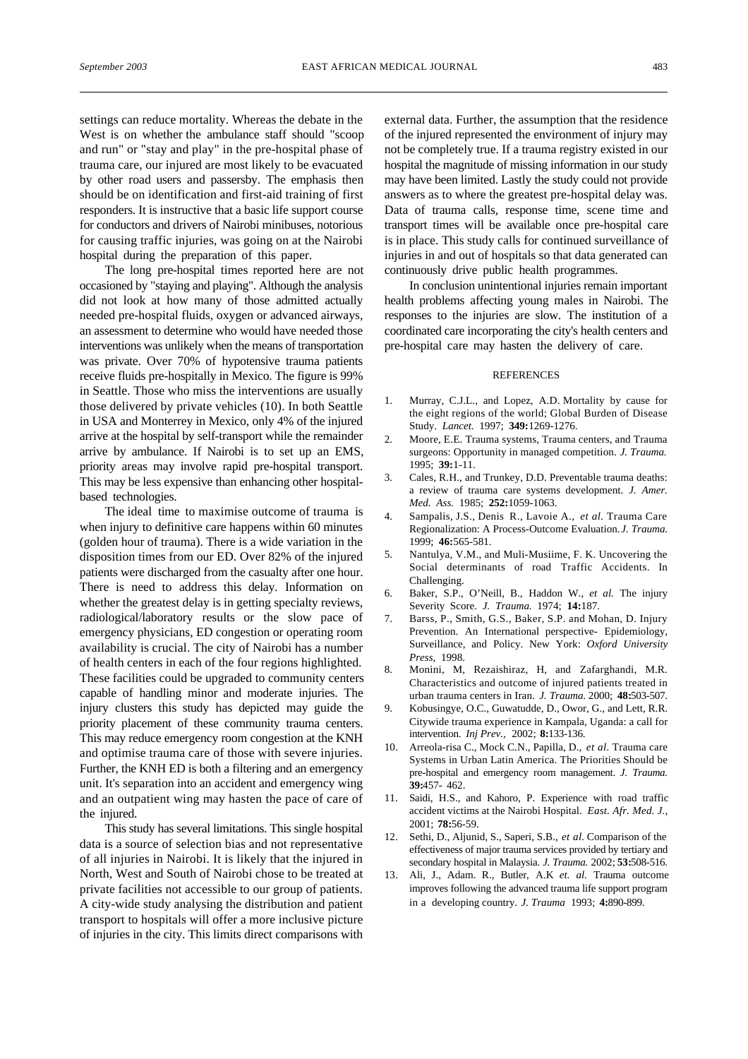settings can reduce mortality. Whereas the debate in the West is on whether the ambulance staff should "scoop and run" or "stay and play" in the pre-hospital phase of trauma care, our injured are most likely to be evacuated by other road users and passersby. The emphasis then should be on identification and first-aid training of first responders. It is instructive that a basic life support course for conductors and drivers of Nairobi minibuses, notorious for causing traffic injuries, was going on at the Nairobi hospital during the preparation of this paper.

The long pre-hospital times reported here are not occasioned by "staying and playing". Although the analysis did not look at how many of those admitted actually needed pre-hospital fluids, oxygen or advanced airways, an assessment to determine who would have needed those interventions was unlikely when the means of transportation was private. Over 70% of hypotensive trauma patients receive fluids pre-hospitally in Mexico. The figure is 99% in Seattle. Those who miss the interventions are usually those delivered by private vehicles (10). In both Seattle in USA and Monterrey in Mexico, only 4% of the injured arrive at the hospital by self-transport while the remainder arrive by ambulance. If Nairobi is to set up an EMS, priority areas may involve rapid pre-hospital transport. This may be less expensive than enhancing other hospital-based technologies.

The ideal time to maximise outcome of trauma is when injury to definitive care happens within 60 minutes (golden hour of trauma). There is a wide variation in the disposition times from our ED. Over 82% of the injured patients were discharged from the casualty after one hour. There is need to address this delay. Information on whether the greatest delay is in getting specialty reviews, radiological/laboratory results or the slow pace of emergency physicians, ED congestion or operating room availability is crucial. The city of Nairobi has a number of health centers in each of the four regions highlighted. These facilities could be upgraded to community centers capable of handling minor and moderate injuries. The injury clusters this study has depicted may guide the priority placement of these community trauma centers. This may reduce emergency room congestion at the KNH and optimise trauma care of those with severe injuries. Further, the KNH ED is both a filtering and an emergency unit. It's separation into an accident and emergency wing and an outpatient wing may hasten the pace of care of the injured.

This study has several limitations. This single hospital data is a source of selection bias and not representative of all injuries in Nairobi. It is likely that the injured in North, West and South of Nairobi chose to be treated at private facilities not accessible to our group of patients. A city-wide study analysing the distribution and patient transport to hospitals will offer a more inclusive picture of injuries in the city. This limits direct comparisons with external data. Further, the assumption that the residence of the injured represented the environment of injury may not be completely true. If a trauma registry existed in our hospital the magnitude of missing information in our study may have been limited. Lastly the study could not provide answers as to where the greatest pre-hospital delay was. Data of trauma calls, response time, scene time and transport times will be available once pre-hospital care is in place. This study calls for continued surveillance of injuries in and out of hospitals so that data generated can continuously drive public health programmes.

In conclusion unintentional injuries remain important health problems affecting young males in Nairobi. The responses to the injuries are slow. The institution of a coordinated care incorporating the city's health centers and pre-hospital care may hasten the delivery of care.

## REFERENCES

1. Murray, C.J.L., and Lopez, A.D. Mortality by cause for the eight regions of the world; Global Burden of Disease Study. *Lancet.* 1997; **349:**1269-1276.
2. Moore, E.E. Trauma systems, Trauma centers, and Trauma surgeons: Opportunity in managed competition. *J. Trauma.* 1995; **39:**1-11.
3. Cales, R.H., and Trunkey, D.D. Preventable trauma deaths: a review of trauma care systems development. *J. Amer. Med. Ass.* 1985; **252:**1059-1063.
4. Sampalis, J.S., Denis R., Lavoie A., *et al*. Trauma Care Regionalization: A Process-Outcome Evaluation. *J. Trauma.* 1999; **46:**565-581.
5. Nantulya, V.M., and Muli-Musiime, F. K. Uncovering the Social determinants of road Traffic Accidents. In Challenging.
6. Baker, S.P., O'Neill, B., Haddon W., *et al.* The injury Severity Score. *J. Trauma.* 1974; **14:**187.
7. Barss, P., Smith, G.S., Baker, S.P. and Mohan, D. Injury Prevention. An International perspective- Epidemiology, Surveillance, and Policy. New York: *Oxford University Press,* 1998.
8. Monini, M, Rezaishiraz, H, and Zafarghandi, M.R. Characteristics and outcome of injured patients treated in urban trauma centers in Iran. *J. Trauma.* 2000; **48:**503-507.
9. Kobusingye, O.C., Guwatudde, D., Owor, G., and Lett, R.R. Citywide trauma experience in Kampala, Uganda: a call for intervention. *Inj Prev.,* 2002; **8:**133-136.
10. Arreola-risa C., Mock C.N., Papilla, D., *et al*. Trauma care Systems in Urban Latin America. The Priorities Should be pre-hospital and emergency room management. *J. Trauma.* **39:**457- 462.
11. Saidi, H.S., and Kahoro, P. Experience with road traffic accident victims at the Nairobi Hospital. *East. Afr. Med. J.,* 2001; **78:**56-59.
12. Sethi, D., Aljunid, S., Saperi, S.B., *et al*. Comparison of the effectiveness of major trauma services provided by tertiary and secondary hospital in Malaysia. *J. Trauma.* 2002; **53:**508-516.
13. Ali, J., Adam. R., Butler, A.K *et. al.* Trauma outcome improves following the advanced trauma life support program in a developing country. *J. Trauma* 1993; **4:**890-899.